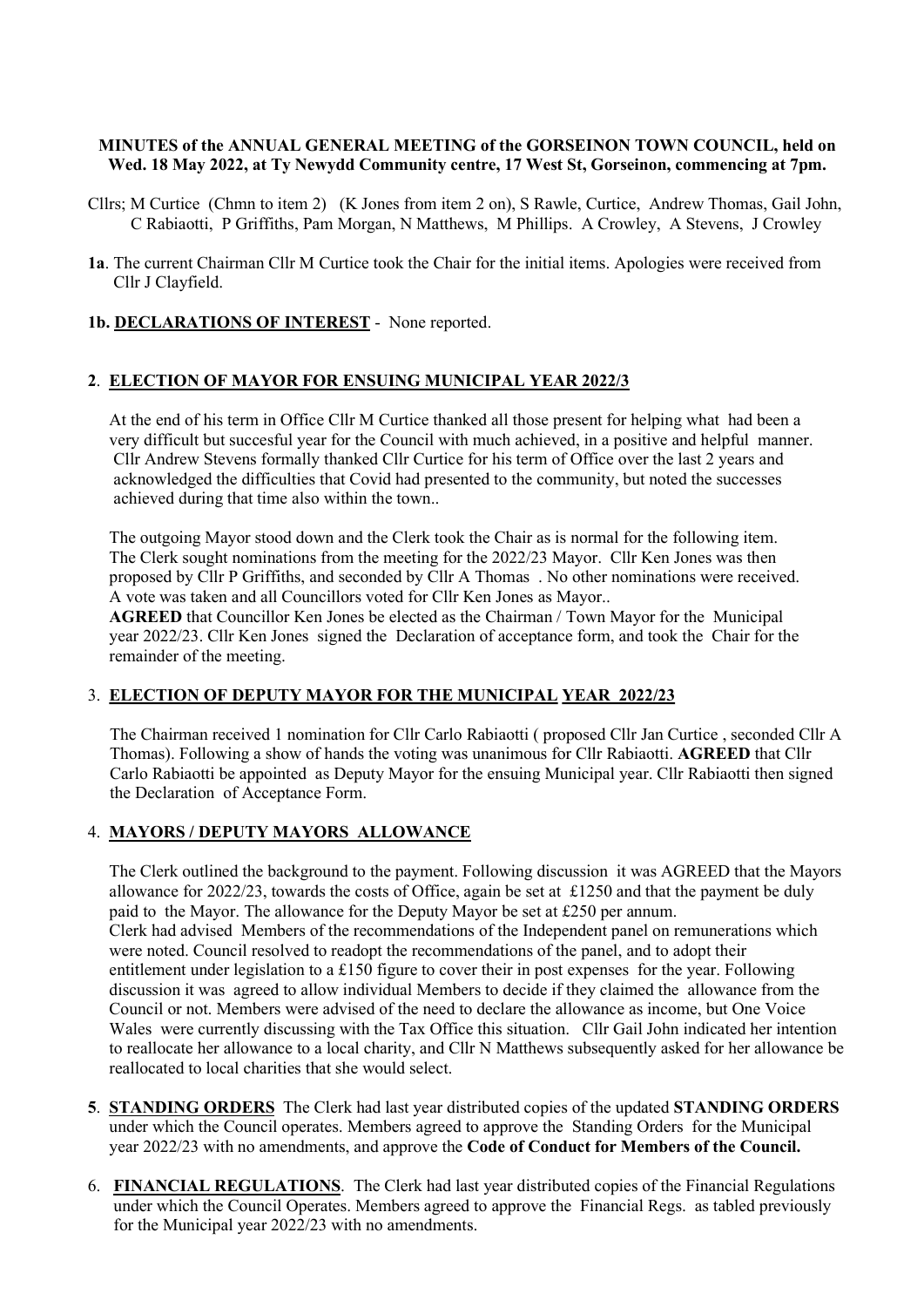**MINUTES of the ANNUAL GENERAL MEETING of the GORSEINON TOWN COUNCIL, held on Wed. 18 May 2022, at Ty Newydd Community centre, 17 West St, Gorseinon, commencing at 7pm.**

Cllrs; M Curtice (Chmn to item 2) (K Jones from item 2 on), S Rawle, Curtice, Andrew Thomas, Gail John, C Rabiaotti, P Griffiths, Pam Morgan, N Matthews, M Phillips. A Crowley, A Stevens, J Crowley

**1a**. The current Chairman Cllr M Curtice took the Chair for the initial items. Apologies were received from Cllr J Clayfield.

**1b. DECLARATIONS OF INTEREST** - None reported.

## **2**. **ELECTION OF MAYOR FOR ENSUING MUNICIPAL YEAR 2022/3**

At the end of his term in Office Cllr M Curtice thanked all those present for helping what had been a very difficult but succesful year for the Council with much achieved, in a positive and helpful manner. Cllr Andrew Stevens formally thanked Cllr Curtice for his term of Office over the last 2 years and acknowledged the difficulties that Covid had presented to the community, but noted the successes achieved during that time also within the town..

The outgoing Mayor stood down and the Clerk took the Chair as is normal for the following item. The Clerk sought nominations from the meeting for the 2022/23 Mayor. Cllr Ken Jones was then proposed by Cllr P Griffiths, and seconded by Cllr A Thomas . No other nominations were received. A vote was taken and all Councillors voted for Cllr Ken Jones as Mayor..

**AGREED** that Councillor Ken Jones be elected as the Chairman / Town Mayor for the Municipal year 2022/23. Cllr Ken Jones signed the Declaration of acceptance form, and took the Chair for the remainder of the meeting.

## 3. **ELECTION OF DEPUTY MAYOR FOR THE MUNICIPAL YEAR 2022/23**

The Chairman received 1 nomination for Cllr Carlo Rabiaotti ( proposed Cllr Jan Curtice , seconded Cllr A Thomas). Following a show of hands the voting was unanimous for Cllr Rabiaotti. **AGREED** that Cllr Carlo Rabiaotti be appointed as Deputy Mayor for the ensuing Municipal year. Cllr Rabiaotti then signed the Declaration of Acceptance Form.

## 4. **MAYORS / DEPUTY MAYORS ALLOWANCE**

The Clerk outlined the background to the payment. Following discussion it was AGREED that the Mayors allowance for 2022/23, towards the costs of Office, again be set at £1250 and that the payment be duly paid to the Mayor. The allowance for the Deputy Mayor be set at £250 per annum.

Clerk had advised Members of the recommendations of the Independent panel on remunerations which were noted. Council resolved to readopt the recommendations of the panel, and to adopt their entitlement under legislation to a £150 figure to cover their in post expenses for the year. Following discussion it was agreed to allow individual Members to decide if they claimed the allowance from the Council or not. Members were advised of the need to declare the allowance as income, but One Voice Wales were currently discussing with the Tax Office this situation. Cllr Gail John indicated her intention to reallocate her allowance to a local charity, and Cllr N Matthews subsequently asked for her allowance be reallocated to local charities that she would select.

**5**. **STANDING ORDERS** The Clerk had last year distributed copies of the updated **STANDING ORDERS** under which the Council operates. Members agreed to approve the Standing Orders for the Municipal year 2022/23 with no amendments, and approve the **Code of Conduct for Members of the Council.**

6. **FINANCIAL REGULATIONS**. The Clerk had last year distributed copies of the Financial Regulations under which the Council Operates. Members agreed to approve the Financial Regs. as tabled previously for the Municipal year 2022/23 with no amendments.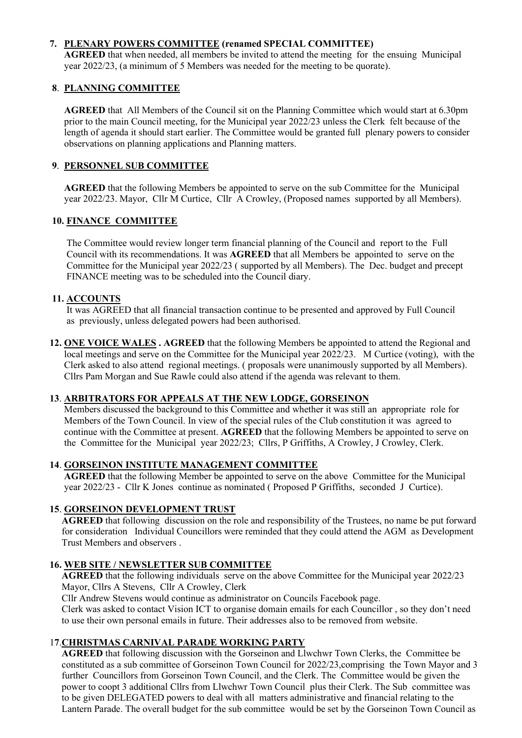**7. PLENARY POWERS COMMITTEE (renamed SPECIAL COMMITTEE)**

**AGREED** that when needed, all members be invited to attend the meeting for the ensuing Municipal year 2022/23, (a minimum of 5 Members was needed for the meeting to be quorate).

**8. PLANNING COMMITTEE**

**AGREED** that All Members of the Council sit on the Planning Committee which would start at 6.30pm prior to the main Council meeting, for the Municipal year 2022/23 unless the Clerk felt because of the length of agenda it should start earlier. The Committee would be granted full plenary powers to consider observations on planning applications and Planning matters.

**9. PERSONNEL SUB COMMITTEE**

**AGREED** that the following Members be appointed to serve on the sub Committee for the Municipal year 2022/23. Mayor, Cllr M Curtice, Cllr A Crowley, (Proposed names supported by all Members).

**10. FINANCE COMMITTEE**

The Committee would review longer term financial planning of the Council and report to the Full Council with its recommendations. It was **AGREED** that all Members be appointed to serve on the Committee for the Municipal year 2022/23 ( supported by all Members). The Dec. budget and precept FINANCE meeting was to be scheduled into the Council diary.

**11. ACCOUNTS**

It was AGREED that all financial transaction continue to be presented and approved by Full Council as previously, unless delegated powers had been authorised.

**12. ONE VOICE WALES . AGREED** that the following Members be appointed to attend the Regional and local meetings and serve on the Committee for the Municipal year 2022/23. M Curtice (voting), with the Clerk asked to also attend regional meetings. ( proposals were unanimously supported by all Members). Cllrs Pam Morgan and Sue Rawle could also attend if the agenda was relevant to them.

**13. ARBITRATORS FOR APPEALS AT THE NEW LODGE, GORSEINON**

Members discussed the background to this Committee and whether it was still an appropriate role for Members of the Town Council. In view of the special rules of the Club constitution it was agreed to continue with the Committee at present. **AGREED** that the following Members be appointed to serve on the Committee for the Municipal year 2022/23; Cllrs, P Griffiths, A Crowley, J Crowley, Clerk.

**14. GORSEINON INSTITUTE MANAGEMENT COMMITTEE**

**AGREED** that the following Member be appointed to serve on the above Committee for the Municipal year 2022/23 - Cllr K Jones continue as nominated ( Proposed P Griffiths, seconded J Curtice).

**15. GORSEINON DEVELOPMENT TRUST**

**AGREED** that following discussion on the role and responsibility of the Trustees, no name be put forward for consideration Individual Councillors were reminded that they could attend the AGM as Development Trust Members and observers .

**16. WEB SITE / NEWSLETTER SUB COMMITTEE**

**AGREED** that the following individuals serve on the above Committee for the Municipal year 2022/23 Mayor, Cllrs A Stevens, Cllr A Crowley, Clerk

Cllr Andrew Stevens would continue as administrator on Councils Facebook page.

Clerk was asked to contact Vision ICT to organise domain emails for each Councillor , so they don't need to use their own personal emails in future. Their addresses also to be removed from website.

**17. CHRISTMAS CARNIVAL PARADE WORKING PARTY**

**AGREED** that following discussion with the Gorseinon and Llwchwr Town Clerks, the Committee be constituted as a sub committee of Gorseinon Town Council for 2022/23,comprising the Town Mayor and 3 further Councillors from Gorseinon Town Council, and the Clerk. The Committee would be given the power to coopt 3 additional Cllrs from Llwchwr Town Council plus their Clerk. The Sub committee was to be given DELEGATED powers to deal with all matters administrative and financial relating to the Lantern Parade. The overall budget for the sub committee would be set by the Gorseinon Town Council as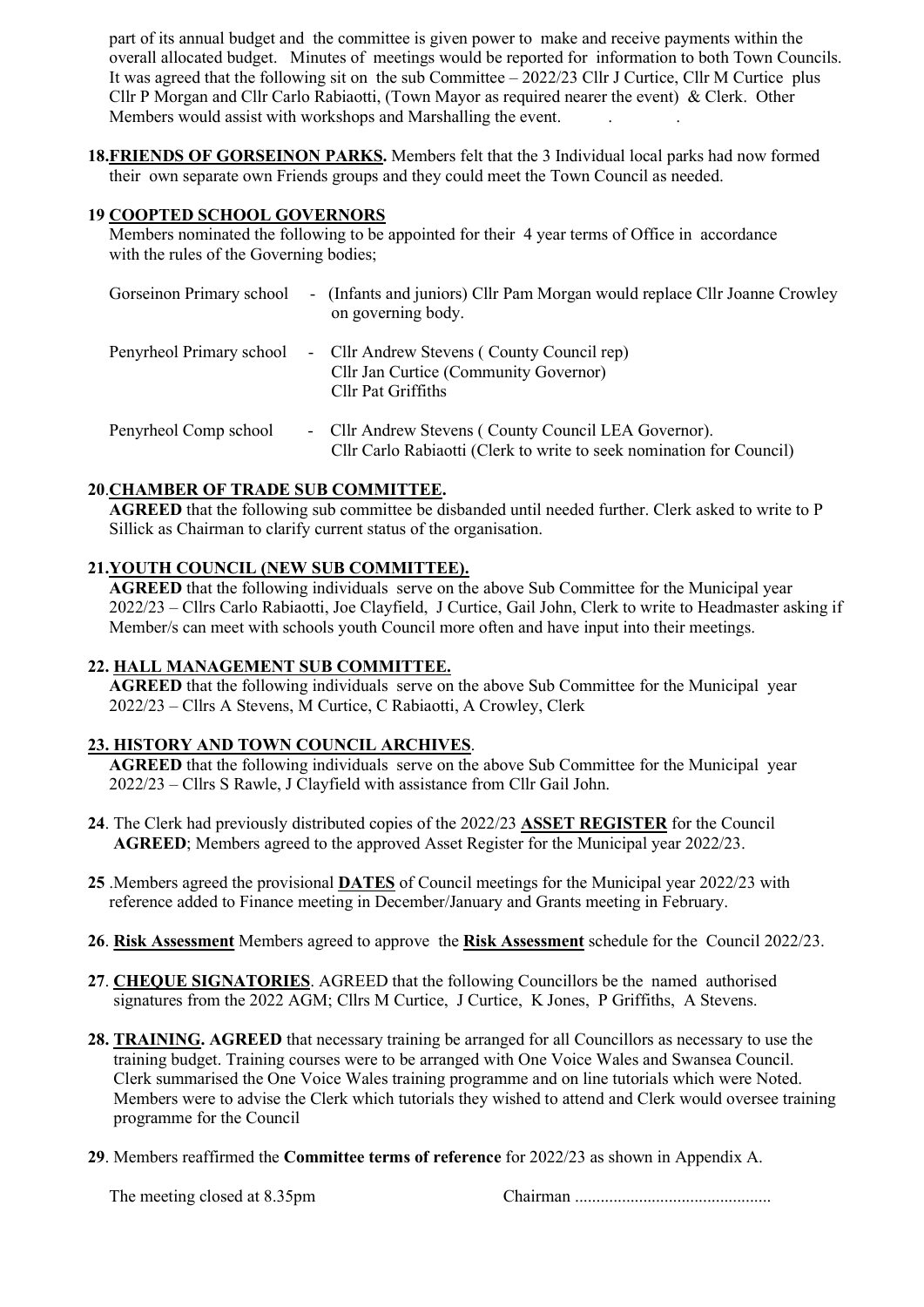part of its annual budget and the committee is given power to make and receive payments within the overall allocated budget. Minutes of meetings would be reported for information to both Town Councils. It was agreed that the following sit on the sub Committee – 2022/23 Cllr J Curtice, Cllr M Curtice plus Cllr P Morgan and Cllr Carlo Rabiaotti, (Town Mayor as required nearer the event) & Clerk. Other Members would assist with workshops and Marshalling the event.

**18.** **FRIENDS OF GORSEINON PARKS.** Members felt that the 3 Individual local parks had now formed their own separate own Friends groups and they could meet the Town Council as needed.

**19 COOPTED SCHOOL GOVERNORS**

Members nominated the following to be appointed for their 4 year terms of Office in accordance with the rules of the Governing bodies;

| | | |
|---|---|---|
| Gorseinon Primary school | - | (Infants and juniors) Cllr Pam Morgan would replace Cllr Joanne Crowley on governing body. |
| Penyrheol Primary school | - | Cllr Andrew Stevens ( County Council rep)<br>Cllr Jan Curtice (Community Governor)<br>Cllr Pat Griffiths |
| Penyrheol Comp school | - | Cllr Andrew Stevens ( County Council LEA Governor).<br>Cllr Carlo Rabiaotti (Clerk to write to seek nomination for Council) |

**20. CHAMBER OF TRADE SUB COMMITTEE.**

**AGREED** that the following sub committee be disbanded until needed further. Clerk asked to write to P Sillick as Chairman to clarify current status of the organisation.

**21. YOUTH COUNCIL (NEW SUB COMMITTEE).**

**AGREED** that the following individuals serve on the above Sub Committee for the Municipal year 2022/23 – Cllrs Carlo Rabiaotti, Joe Clayfield, J Curtice, Gail John, Clerk to write to Headmaster asking if Member/s can meet with schools youth Council more often and have input into their meetings.

**22. HALL MANAGEMENT SUB COMMITTEE.**

**AGREED** that the following individuals serve on the above Sub Committee for the Municipal year 2022/23 – Cllrs A Stevens, M Curtice, C Rabiaotti, A Crowley, Clerk

**23. HISTORY AND TOWN COUNCIL ARCHIVES.**

**AGREED** that the following individuals serve on the above Sub Committee for the Municipal year 2022/23 – Cllrs S Rawle, J Clayfield with assistance from Cllr Gail John.

**24**. The Clerk had previously distributed copies of the 2022/23 **ASSET REGISTER** for the Council **AGREED**; Members agreed to the approved Asset Register for the Municipal year 2022/23.

**25** .Members agreed the provisional **DATES** of Council meetings for the Municipal year 2022/23 with reference added to Finance meeting in December/January and Grants meeting in February.

**26**. **Risk Assessment** Members agreed to approve the **Risk Assessment** schedule for the Council 2022/23.

**27**. **CHEQUE SIGNATORIES**. AGREED that the following Councillors be the named authorised signatures from the 2022 AGM; Cllrs M Curtice, J Curtice, K Jones, P Griffiths, A Stevens.

**28. TRAINING. AGREED** that necessary training be arranged for all Councillors as necessary to use the training budget. Training courses were to be arranged with One Voice Wales and Swansea Council. Clerk summarised the One Voice Wales training programme and on line tutorials which were Noted. Members were to advise the Clerk which tutorials they wished to attend and Clerk would oversee training programme for the Council

**29**. Members reaffirmed the **Committee terms of reference** for 2022/23 as shown in Appendix A.

The meeting closed at 8.35pm Chairman .............................................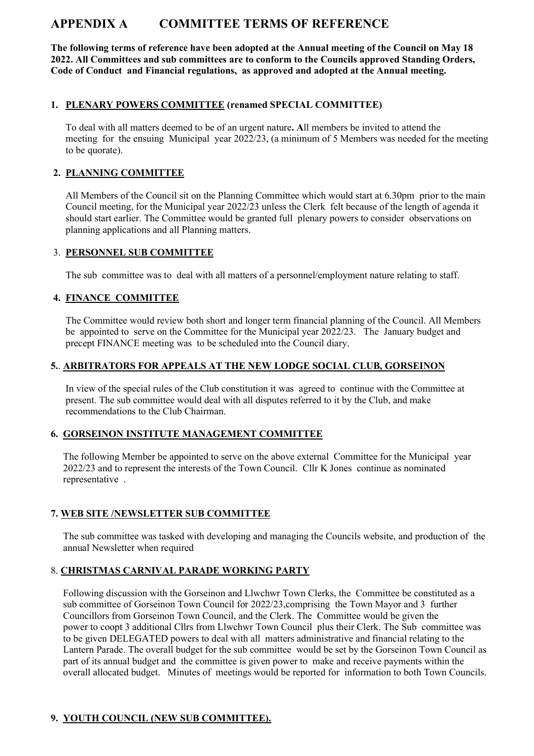# APPENDIX A COMMITTEE TERMS OF REFERENCE

**The following terms of reference have been adopted at the Annual meeting of the Council on May 18 2022. All Committees and sub committees are to conform to the Councils approved Standing Orders, Code of Conduct and Financial regulations, as approved and adopted at the Annual meeting.**

## 1. PLENARY POWERS COMMITTEE (renamed SPECIAL COMMITTEE)

To deal with all matters deemed to be of an urgent nature**. A**ll members be invited to attend the meeting for the ensuing Municipal year 2022/23, (a minimum of 5 Members was needed for the meeting to be quorate).

## 2. PLANNING COMMITTEE

All Members of the Council sit on the Planning Committee which would start at 6.30pm prior to the main Council meeting, for the Municipal year 2022/23 unless the Clerk felt because of the length of agenda it should start earlier. The Committee would be granted full plenary powers to consider observations on planning applications and all Planning matters.

## 3. PERSONNEL SUB COMMITTEE

The sub committee was to deal with all matters of a personnel/employment nature relating to staff.

## 4. FINANCE COMMITTEE

The Committee would review both short and longer term financial planning of the Council. All Members be appointed to serve on the Committee for the Municipal year 2022/23. The January budget and precept FINANCE meeting was to be scheduled into the Council diary.

## 5.. ARBITRATORS FOR APPEALS AT THE NEW LODGE SOCIAL CLUB, GORSEINON

In view of the special rules of the Club constitution it was agreed to continue with the Committee at present. The sub committee would deal with all disputes referred to it by the Club, and make recommendations to the Club Chairman.

## 6. GORSEINON INSTITUTE MANAGEMENT COMMITTEE

The following Member be appointed to serve on the above external Committee for the Municipal year 2022/23 and to represent the interests of the Town Council. Cllr K Jones continue as nominated representative .

## 7. WEB SITE /NEWSLETTER SUB COMMITTEE

The sub committee was tasked with developing and managing the Councils website, and production of the annual Newsletter when required

## 8. CHRISTMAS CARNIVAL PARADE WORKING PARTY

Following discussion with the Gorseinon and Llwchwr Town Clerks, the Committee be constituted as a sub committee of Gorseinon Town Council for 2022/23,comprising the Town Mayor and 3 further Councillors from Gorseinon Town Council, and the Clerk. The Committee would be given the power to coopt 3 additional Cllrs from Llwchwr Town Council plus their Clerk. The Sub committee was to be given DELEGATED powers to deal with all matters administrative and financial relating to the Lantern Parade. The overall budget for the sub committee would be set by the Gorseinon Town Council as part of its annual budget and the committee is given power to make and receive payments within the overall allocated budget. Minutes of meetings would be reported for information to both Town Councils.

## 9. YOUTH COUNCIL (NEW SUB COMMITTEE).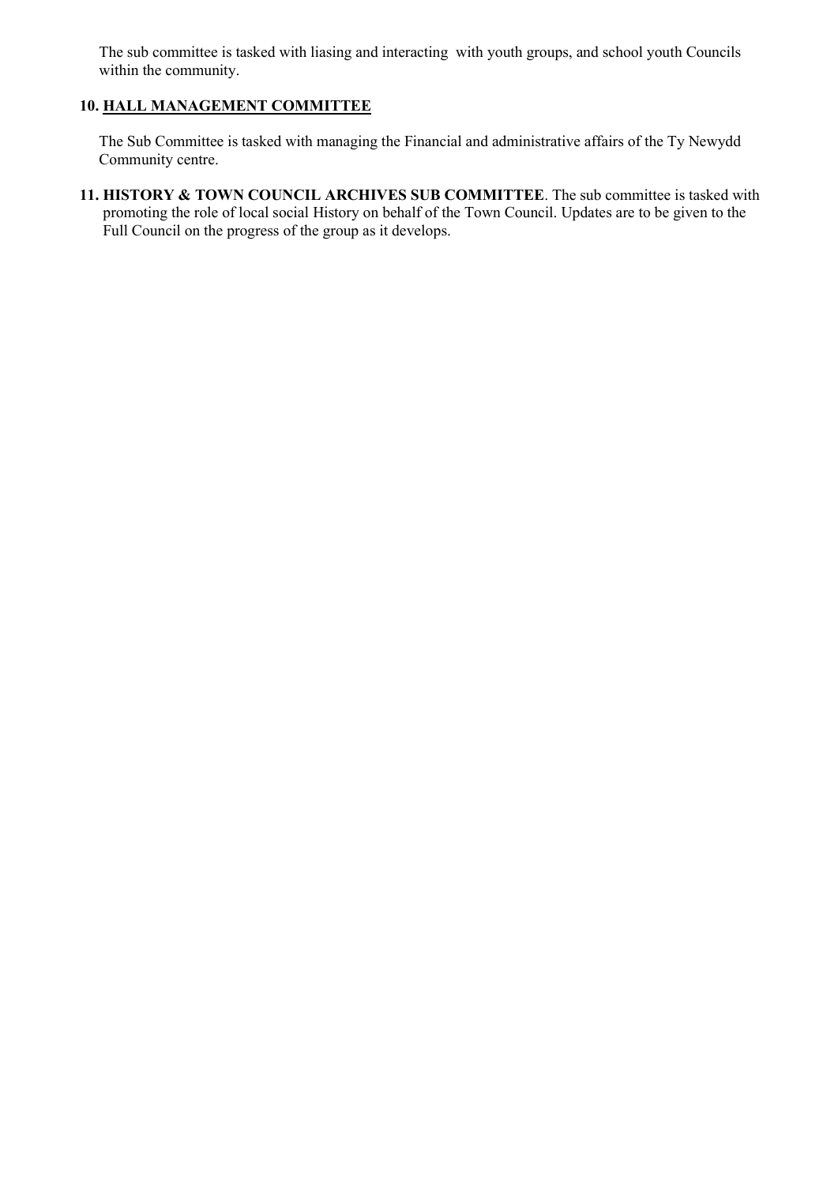The sub committee is tasked with liasing and interacting with youth groups, and school youth Councils within the community.

**10. <u>HALL MANAGEMENT COMMITTEE</u>**

The Sub Committee is tasked with managing the Financial and administrative affairs of the Ty Newydd Community centre.

**11. HISTORY & TOWN COUNCIL ARCHIVES SUB COMMITTEE**. The sub committee is tasked with promoting the role of local social History on behalf of the Town Council. Updates are to be given to the Full Council on the progress of the group as it develops.